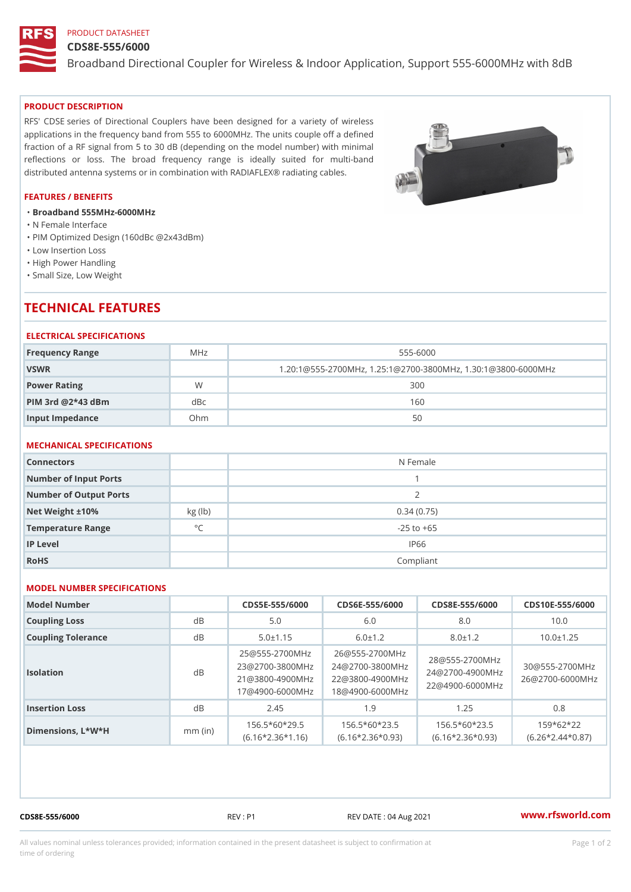PRODUCT DATASHEET

# CDS8E-555/6000

Broadband Directional Coupler for Wireless & Indoor Application, Support 555-6000MHz with 8dB

## PRODUCT DESCRIPTION

RFS' CDSE series of Directional Couplers have been designed for a variety of wireless applications in the frequency band from 555 to 6000MHz. The units couple off a defined fraction of a RF signal from 5 to 30 dB (depending on the model number) with minimal reflections or loss. The broad frequency range is ideally suited for multi-band distributed antenna systems or in combination with RADIAFLEX® radiating cables.

## FEATURES / BENEFITS

- **Broadband 555MHz-6000MHz**
- N Female Interface
- PIM Optimized Design (160dBc @2x43dBm)
- Low Insertion Loss
- High Power Handling
- Small Size, Low Weight

# TECHNICAL FEATURES

### ELECTRICAL SPECIFICATIONS

| | | |
|---|---|---|
| Frequency Range | MHz | 555-6000 |
| VSWR | | 1.20:1@555-2700MHz, 1.25:1@2700-3800MHz, 1.30:1@3800-6000MHz |
| Power Rating | W | 300 |
| PIM 3rd @2*43 dBm | dBc | 160 |
| Input Impedance | Ohm | 50 |

### MECHANICAL SPECIFICATIONS

| | | |
|---|---|---|
| Connectors | | N Female |
| Number of Input Ports | | 1 |
| Number of Output Ports | | 2 |
| Net Weight ±10% | kg (lb) | 0.34 (0.75) |
| Temperature Range | °C | -25 to +65 |
| IP Level | | IP66 |
| RoHS | | Compliant |

### MODEL NUMBER SPECIFICATIONS

| Model Number | | CDS5E-555/6000 | CDS6E-555/6000 | CDS8E-555/6000 | CDS10E-555/6000 |
|---|---|---|---|---|---|
| Coupling Loss | dB | 5.0 | 6.0 | 8.0 | 10.0 |
| Coupling Tolerance | dB | 5.0±1.15 | 6.0±1.2 | 8.0±1.2 | 10.0±1.25 |
| Isolation | dB | 25@555-2700MHz 23@2700-3800MHz 21@3800-4900MHz 17@4900-6000MHz | 26@555-2700MHz 24@2700-3800MHz 22@3800-4900MHz 18@4900-6000MHz | 28@555-2700MHz 24@2700-4900MHz 22@4900-6000MHz | 30@555-2700MHz 26@2700-6000MHz |
| Insertion Loss | dB | 2.45 | 1.9 | 1.25 | 0.8 |
| Dimensions, L*W*H | mm (in) | 156.5*60*29.5 (6.16*2.36*1.16) | 156.5*60*23.5 (6.16*2.36*0.93) | 156.5*60*23.5 (6.16*2.36*0.93) | 159*62*22 (6.26*2.44*0.87) |

CDS8E-555/6000 REV : P1 REV DATE : 04 Aug 2021 www.rfsworld.com

All values nominal unless tolerances provided; information contained in the present datasheet is subject to confirmation at time of ordering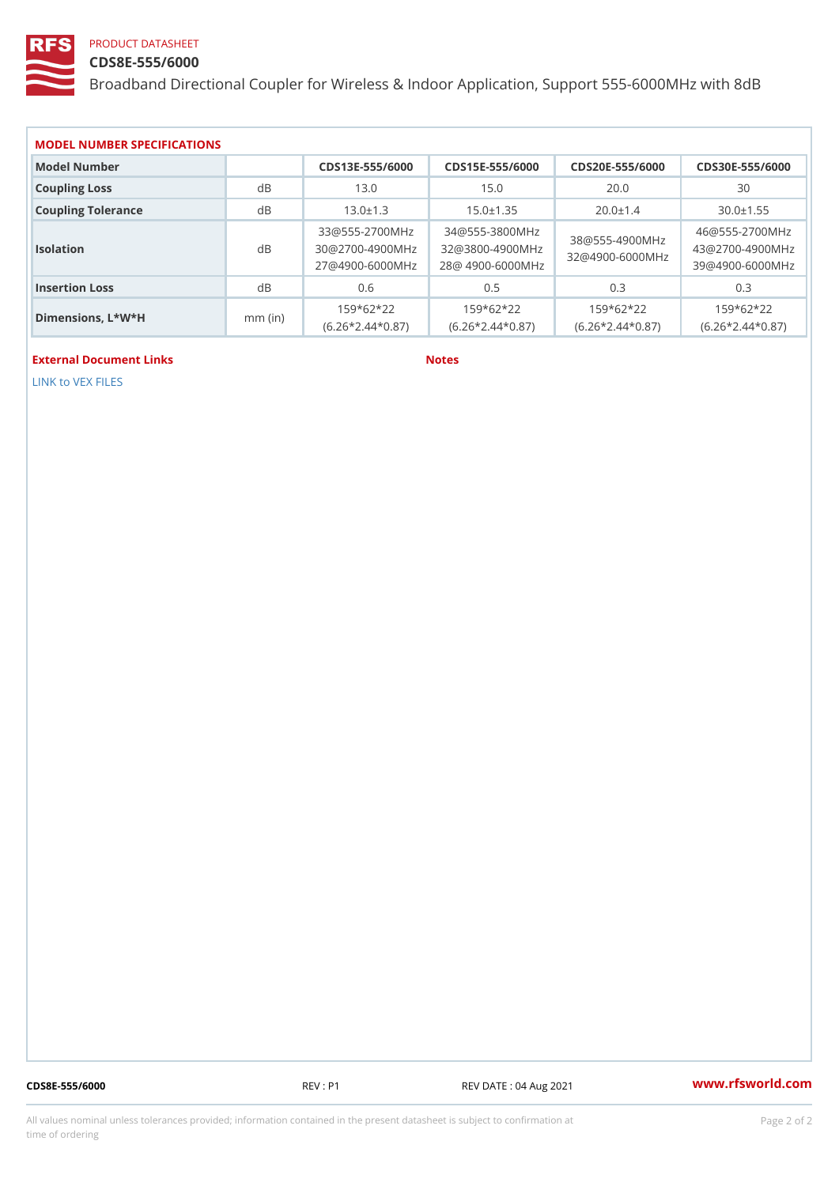PRODUCT DATASHEET

# CDS8E-555/6000

Broadband Directional Coupler for Wireless & Indoor Application, Support 555-6000MHz with 8dB

## MODEL NUMBER SPECIFICATIONS

| Model Number | | CDS13E-555/6000 | CDS15E-555/6000 | CDS20E-555/6000 | CDS30E-555/6000 |
|---|---|---|---|---|---|
| Coupling Loss | dB | 13.0 | 15.0 | 20.0 | 30 |
| Coupling Tolerance | dB | 13.0±1.3 | 15.0±1.35 | 20.0±1.4 | 30.0±1.55 |
| Isolation | dB | 33@555-2700MHz 30@2700-4900MHz 27@4900-6000MHz | 34@555-3800MHz 32@3800-4900MHz 28@ 4900-6000MHz | 38@555-4900MHz 32@4900-6000MHz | 46@555-2700MHz 43@2700-4900MHz 39@4900-6000MHz |
| Insertion Loss | dB | 0.6 | 0.5 | 0.3 | 0.3 |
| Dimensions, L*W*H | mm (in) | 159*62*22 (6.26*2.44*0.87) | 159*62*22 (6.26*2.44*0.87) | 159*62*22 (6.26*2.44*0.87) | 159*62*22 (6.26*2.44*0.87) |

### External Document Links

LINK to VEX FILES

### Notes

CDS8E-555/6000 REV : P1 REV DATE : 04 Aug 2021 www.rfsworld.com

All values nominal unless tolerances provided; information contained in the present datasheet is subject to confirmation at time of ordering